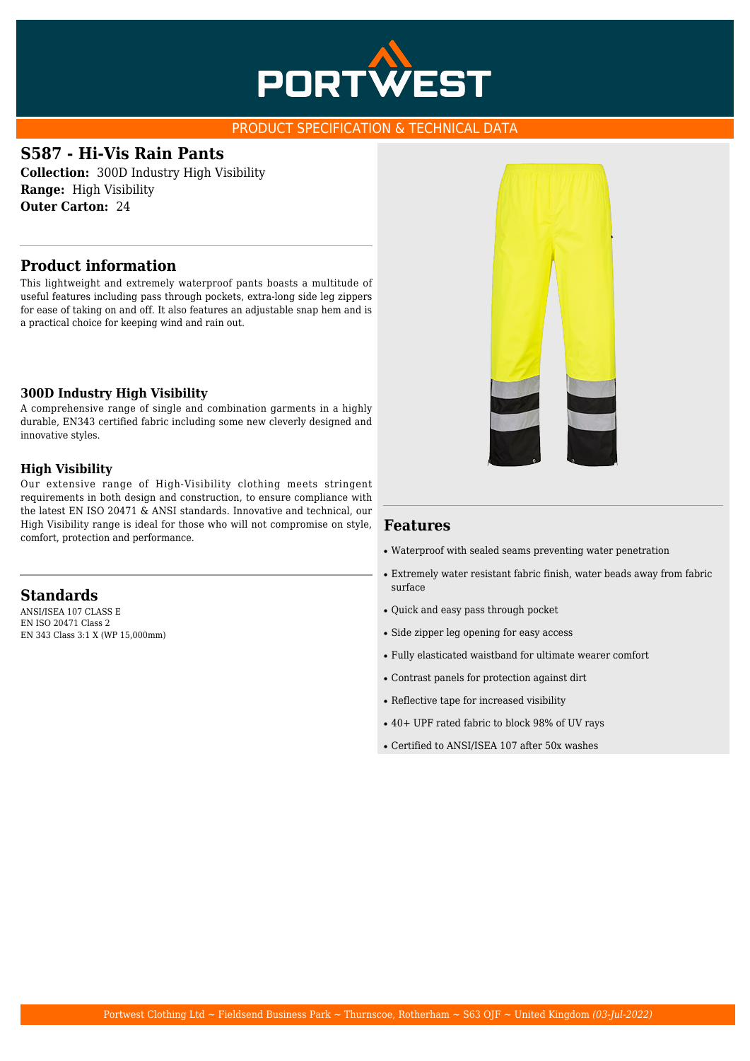PORTWEST

PRODUCT SPECIFICATION & TECHNICAL DATA

# S587 - Hi-Vis Rain Pants

**Collection:** 300D Industry High Visibility
**Range:** High Visibility
**Outer Carton:** 24

## Product information

This lightweight and extremely waterproof pants boasts a multitude of useful features including pass through pockets, extra-long side leg zippers for ease of taking on and off. It also features an adjustable snap hem and is a practical choice for keeping wind and rain out.

### 300D Industry High Visibility

A comprehensive range of single and combination garments in a highly durable, EN343 certified fabric including some new cleverly designed and innovative styles.

### High Visibility

Our extensive range of High-Visibility clothing meets stringent requirements in both design and construction, to ensure compliance with the latest EN ISO 20471 & ANSI standards. Innovative and technical, our High Visibility range is ideal for those who will not compromise on style, comfort, protection and performance.

## Standards

ANSI/ISEA 107 CLASS E
EN ISO 20471 Class 2
EN 343 Class 3:1 X (WP 15,000mm)

## Features

- Waterproof with sealed seams preventing water penetration
- Extremely water resistant fabric finish, water beads away from fabric surface
- Quick and easy pass through pocket
- Side zipper leg opening for easy access
- Fully elasticated waistband for ultimate wearer comfort
- Contrast panels for protection against dirt
- Reflective tape for increased visibility
- 40+ UPF rated fabric to block 98% of UV rays
- Certified to ANSI/ISEA 107 after 50x washes

Portwest Clothing Ltd ~ Fieldsend Business Park ~ Thurnscoe, Rotherham ~ S63 0JF ~ United Kingdom *(03-Jul-2022)*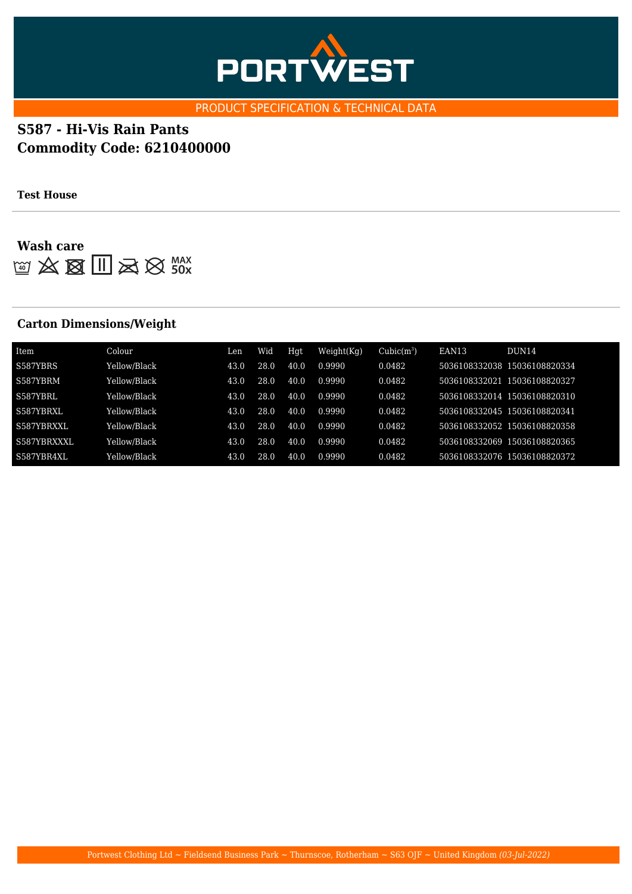PRODUCT SPECIFICATION & TECHNICAL DATA

## S587 - Hi-Vis Rain Pants
## Commodity Code: 6210400000

### Test House

### Wash care

MAX 50x

### Carton Dimensions/Weight

| Item | Colour | Len | Wid | Hgt | Weight(Kg) | Cubic($m^3$) | EAN13 | DUN14 |
|---|---|---|---|---|---|---|---|---|
| S587YBRS | Yellow/Black | 43.0 | 28.0 | 40.0 | 0.9990 | 0.0482 | 5036108332038 | 15036108820334 |
| S587YBRM | Yellow/Black | 43.0 | 28.0 | 40.0 | 0.9990 | 0.0482 | 5036108332021 | 15036108820327 |
| S587YBRL | Yellow/Black | 43.0 | 28.0 | 40.0 | 0.9990 | 0.0482 | 5036108332014 | 15036108820310 |
| S587YBRXL | Yellow/Black | 43.0 | 28.0 | 40.0 | 0.9990 | 0.0482 | 5036108332045 | 15036108820341 |
| S587YBRXXL | Yellow/Black | 43.0 | 28.0 | 40.0 | 0.9990 | 0.0482 | 5036108332052 | 15036108820358 |
| S587YBRXXXL | Yellow/Black | 43.0 | 28.0 | 40.0 | 0.9990 | 0.0482 | 5036108332069 | 15036108820365 |
| S587YBR4XL | Yellow/Black | 43.0 | 28.0 | 40.0 | 0.9990 | 0.0482 | 5036108332076 | 15036108820372 |

Portwest Clothing Ltd ~ Fieldsend Business Park ~ Thurnscoe, Rotherham ~ S63 OJF ~ United Kingdom *(03-Jul-2022)*